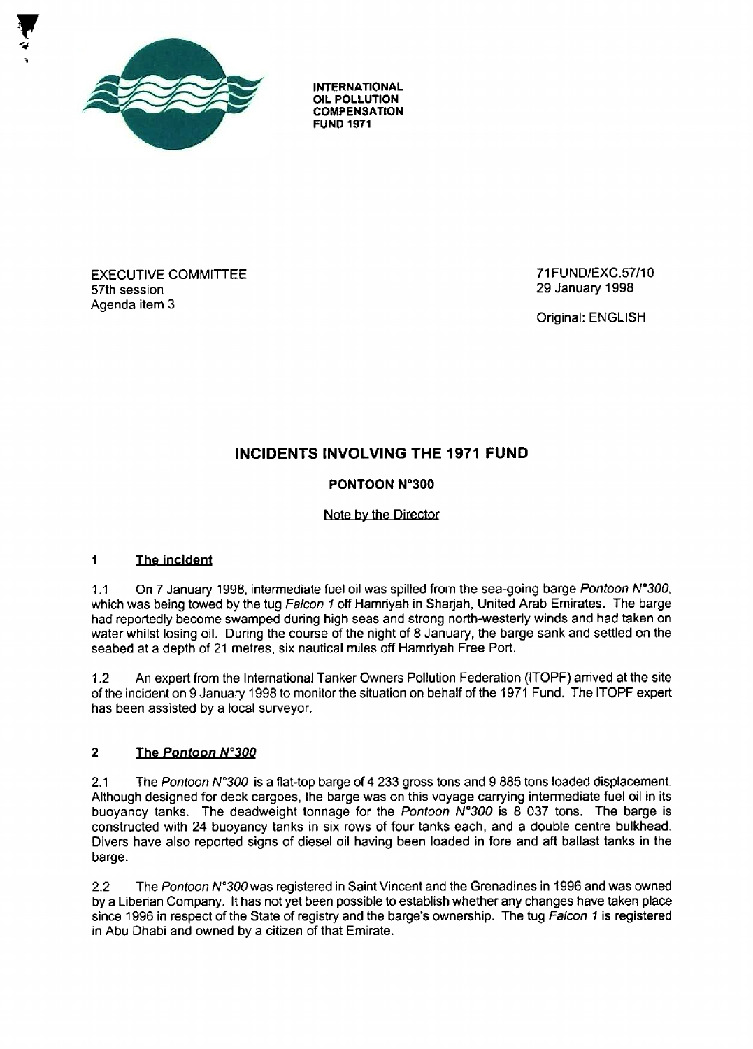INTERNATIONAL OIL POLLUTION COMPENSATION FUND 1971

EXECUTIVE COMMITTEE
57th session
Agenda item 3

71FUND/EXC.57/10
29 January 1998

Original: ENGLISH

# INCIDENTS INVOLVING THE 1971 FUND

## PONTOON N°300

### Note by the Director

## 1 The incident

1.1 On 7 January 1998, intermediate fuel oil was spilled from the sea-going barge *Pontoon N°300*, which was being towed by the tug *Falcon 1* off Hamriyah in Sharjah, United Arab Emirates. The barge had reportedly become swamped during high seas and strong north-westerly winds and had taken on water whilst losing oil. During the course of the night of 8 January, the barge sank and settled on the seabed at a depth of 21 metres, six nautical miles off Hamriyah Free Port.

1.2 An expert from the International Tanker Owners Pollution Federation (ITOPF) arrived at the site of the incident on 9 January 1998 to monitor the situation on behalf of the 1971 Fund. The ITOPF expert has been assisted by a local surveyor.

## 2 The *Pontoon N°300*

2.1 The *Pontoon N°300* is a flat-top barge of 4 233 gross tons and 9 885 tons loaded displacement. Although designed for deck cargoes, the barge was on this voyage carrying intermediate fuel oil in its buoyancy tanks. The deadweight tonnage for the *Pontoon N°300* is 8 037 tons. The barge is constructed with 24 buoyancy tanks in six rows of four tanks each, and a double centre bulkhead. Divers have also reported signs of diesel oil having been loaded in fore and aft ballast tanks in the barge.

2.2 The *Pontoon N°300* was registered in Saint Vincent and the Grenadines in 1996 and was owned by a Liberian Company. It has not yet been possible to establish whether any changes have taken place since 1996 in respect of the State of registry and the barge's ownership. The tug *Falcon 1* is registered in Abu Dhabi and owned by a citizen of that Emirate.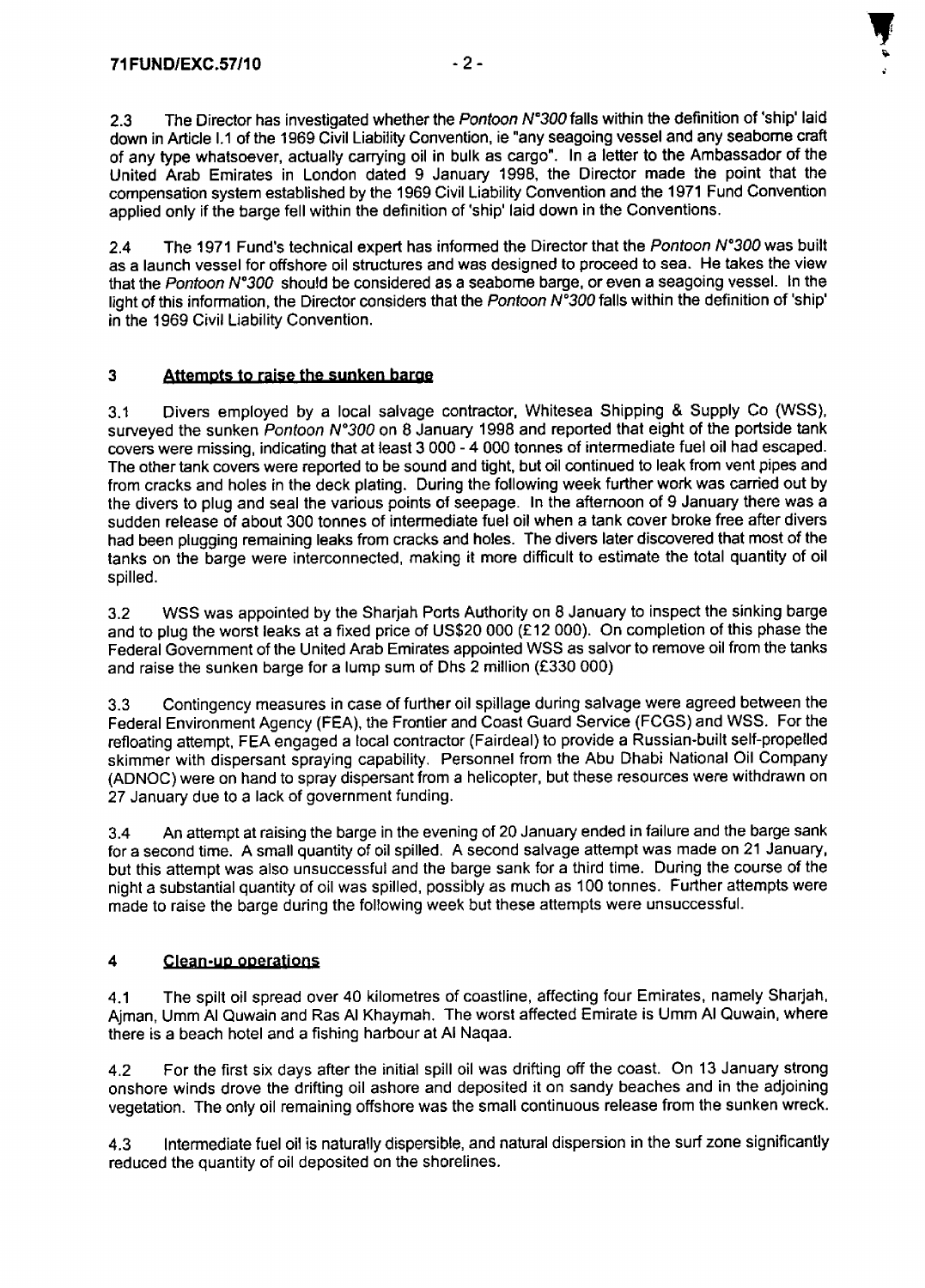2.3 The Director has investigated whether the *Pontoon N°300* falls within the definition of 'ship' laid down in Article I.1 of the 1969 Civil Liability Convention, ie "any seagoing vessel and any seaborne craft of any type whatsoever, actually carrying oil in bulk as cargo". In a letter to the Ambassador of the United Arab Emirates in London dated 9 January 1998, the Director made the point that the compensation system established by the 1969 Civil Liability Convention and the 1971 Fund Convention applied only if the barge fell within the definition of 'ship' laid down in the Conventions.

2.4 The 1971 Fund's technical expert has informed the Director that the *Pontoon N°300* was built as a launch vessel for offshore oil structures and was designed to proceed to sea. He takes the view that the *Pontoon N°300* should be considered as a seaborne barge, or even a seagoing vessel. In the light of this information, the Director considers that the *Pontoon N°300* falls within the definition of 'ship' in the 1969 Civil Liability Convention.

## 3 Attempts to raise the sunken barge

3.1 Divers employed by a local salvage contractor, Whitesea Shipping & Supply Co (WSS), surveyed the sunken *Pontoon N°300* on 8 January 1998 and reported that eight of the portside tank covers were missing, indicating that at least 3 000 - 4 000 tonnes of intermediate fuel oil had escaped. The other tank covers were reported to be sound and tight, but oil continued to leak from vent pipes and from cracks and holes in the deck plating. During the following week further work was carried out by the divers to plug and seal the various points of seepage. In the afternoon of 9 January there was a sudden release of about 300 tonnes of intermediate fuel oil when a tank cover broke free after divers had been plugging remaining leaks from cracks and holes. The divers later discovered that most of the tanks on the barge were interconnected, making it more difficult to estimate the total quantity of oil spilled.

3.2 WSS was appointed by the Sharjah Ports Authority on 8 January to inspect the sinking barge and to plug the worst leaks at a fixed price of US$20 000 (£12 000). On completion of this phase the Federal Government of the United Arab Emirates appointed WSS as salvor to remove oil from the tanks and raise the sunken barge for a lump sum of Dhs 2 million (£330 000)

3.3 Contingency measures in case of further oil spillage during salvage were agreed between the Federal Environment Agency (FEA), the Frontier and Coast Guard Service (FCGS) and WSS. For the refloating attempt, FEA engaged a local contractor (Fairdeal) to provide a Russian-built self-propelled skimmer with dispersant spraying capability. Personnel from the Abu Dhabi National Oil Company (ADNOC) were on hand to spray dispersant from a helicopter, but these resources were withdrawn on 27 January due to a lack of government funding.

3.4 An attempt at raising the barge in the evening of 20 January ended in failure and the barge sank for a second time. A small quantity of oil spilled. A second salvage attempt was made on 21 January, but this attempt was also unsuccessful and the barge sank for a third time. During the course of the night a substantial quantity of oil was spilled, possibly as much as 100 tonnes. Further attempts were made to raise the barge during the following week but these attempts were unsuccessful.

## 4 Clean-up operations

4.1 The spilt oil spread over 40 kilometres of coastline, affecting four Emirates, namely Sharjah, Ajman, Umm Al Quwain and Ras Al Khaymah. The worst affected Emirate is Umm Al Quwain, where there is a beach hotel and a fishing harbour at Al Naqaa.

4.2 For the first six days after the initial spill oil was drifting off the coast. On 13 January strong onshore winds drove the drifting oil ashore and deposited it on sandy beaches and in the adjoining vegetation. The only oil remaining offshore was the small continuous release from the sunken wreck.

4.3 Intermediate fuel oil is naturally dispersible, and natural dispersion in the surf zone significantly reduced the quantity of oil deposited on the shorelines.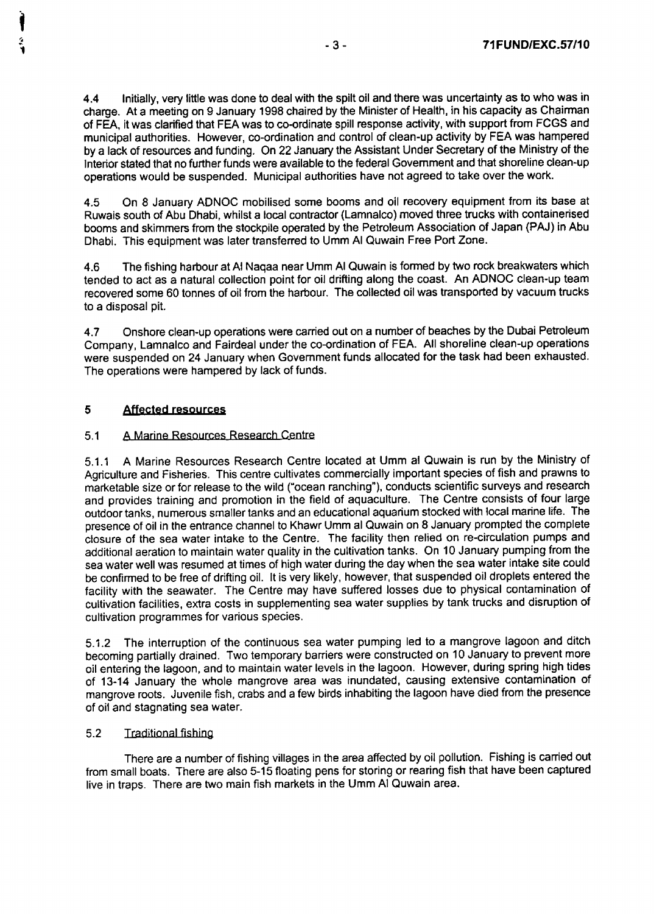4.4 Initially, very little was done to deal with the spilt oil and there was uncertainty as to who was in charge. At a meeting on 9 January 1998 chaired by the Minister of Health, in his capacity as Chairman of FEA, it was clarified that FEA was to co-ordinate spill response activity, with support from FCGS and municipal authorities. However, co-ordination and control of clean-up activity by FEA was hampered by a lack of resources and funding. On 22 January the Assistant Under Secretary of the Ministry of the Interior stated that no further funds were available to the federal Government and that shoreline clean-up operations would be suspended. Municipal authorities have not agreed to take over the work.

4.5 On 8 January ADNOC mobilised some booms and oil recovery equipment from its base at Ruwais south of Abu Dhabi, whilst a local contractor (Lamnalco) moved three trucks with containerised booms and skimmers from the stockpile operated by the Petroleum Association of Japan (PAJ) in Abu Dhabi. This equipment was later transferred to Umm Al Quwain Free Port Zone.

4.6 The fishing harbour at Al Naqaa near Umm Al Quwain is formed by two rock breakwaters which tended to act as a natural collection point for oil drifting along the coast. An ADNOC clean-up team recovered some 60 tonnes of oil from the harbour. The collected oil was transported by vacuum trucks to a disposal pit.

4.7 Onshore clean-up operations were carried out on a number of beaches by the Dubai Petroleum Company, Lamnalco and Fairdeal under the co-ordination of FEA. All shoreline clean-up operations were suspended on 24 January when Government funds allocated for the task had been exhausted. The operations were hampered by lack of funds.

## 5 Affected resources

### 5.1 A Marine Resources Research Centre

5.1.1 A Marine Resources Research Centre located at Umm al Quwain is run by the Ministry of Agriculture and Fisheries. This centre cultivates commercially important species of fish and prawns to marketable size or for release to the wild ("ocean ranching"), conducts scientific surveys and research and provides training and promotion in the field of aquaculture. The Centre consists of four large outdoor tanks, numerous smaller tanks and an educational aquarium stocked with local marine life. The presence of oil in the entrance channel to Khawr Umm al Quwain on 8 January prompted the complete closure of the sea water intake to the Centre. The facility then relied on re-circulation pumps and additional aeration to maintain water quality in the cultivation tanks. On 10 January pumping from the sea water well was resumed at times of high water during the day when the sea water intake site could be confirmed to be free of drifting oil. It is very likely, however, that suspended oil droplets entered the facility with the seawater. The Centre may have suffered losses due to physical contamination of cultivation facilities, extra costs in supplementing sea water supplies by tank trucks and disruption of cultivation programmes for various species.

5.1.2 The interruption of the continuous sea water pumping led to a mangrove lagoon and ditch becoming partially drained. Two temporary barriers were constructed on 10 January to prevent more oil entering the lagoon, and to maintain water levels in the lagoon. However, during spring high tides of 13-14 January the whole mangrove area was inundated, causing extensive contamination of mangrove roots. Juvenile fish, crabs and a few birds inhabiting the lagoon have died from the presence of oil and stagnating sea water.

### 5.2 Traditional fishing

There are a number of fishing villages in the area affected by oil pollution. Fishing is carried out from small boats. There are also 5-15 floating pens for storing or rearing fish that have been captured live in traps. There are two main fish markets in the Umm Al Quwain area.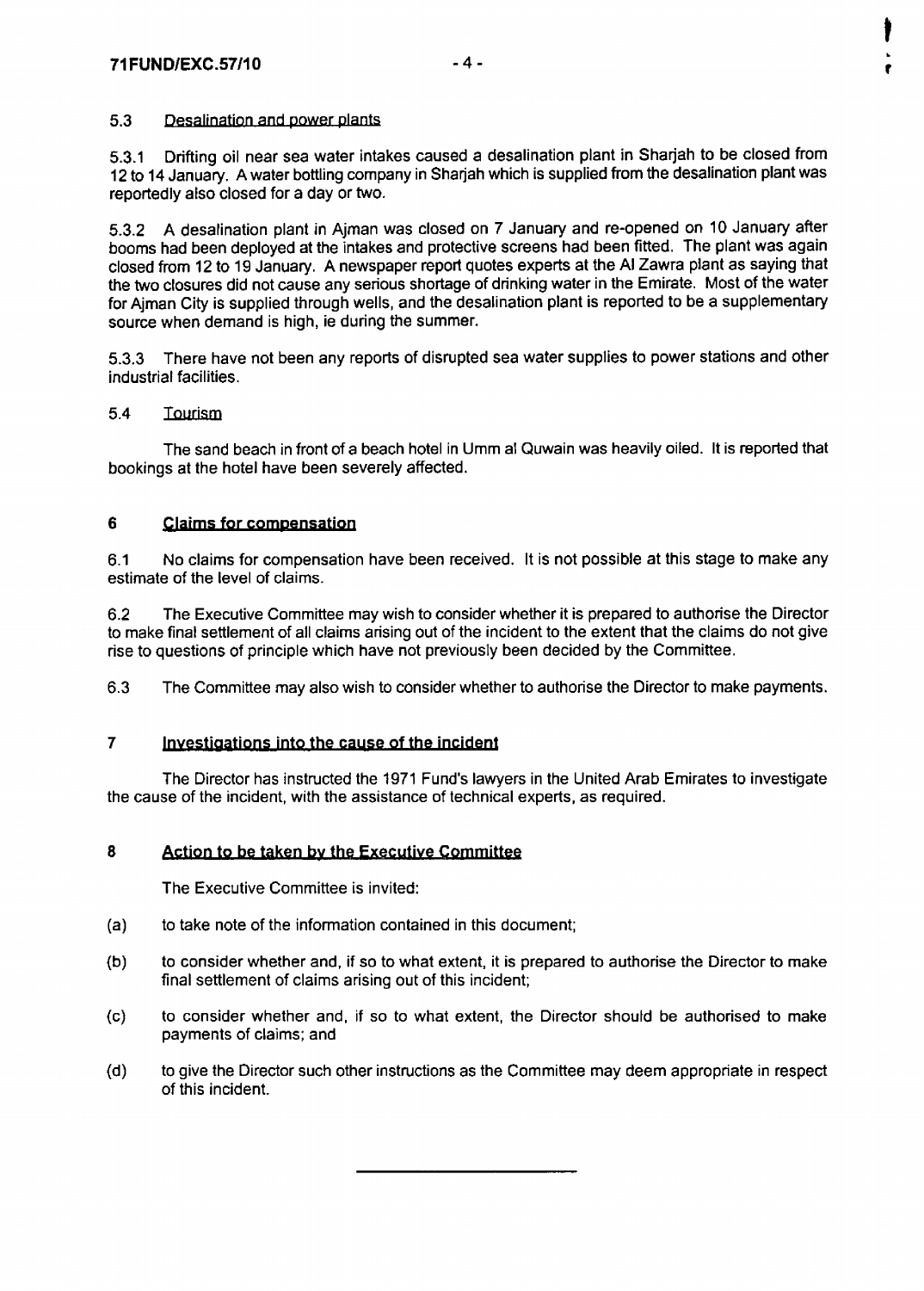### 5.3 Desalination and power plants

5.3.1 Drifting oil near sea water intakes caused a desalination plant in Sharjah to be closed from 12 to 14 January. A water bottling company in Sharjah which is supplied from the desalination plant was reportedly also closed for a day or two.

5.3.2 A desalination plant in Ajman was closed on 7 January and re-opened on 10 January after booms had been deployed at the intakes and protective screens had been fitted. The plant was again closed from 12 to 19 January. A newspaper report quotes experts at the Al Zawra plant as saying that the two closures did not cause any serious shortage of drinking water in the Emirate. Most of the water for Ajman City is supplied through wells, and the desalination plant is reported to be a supplementary source when demand is high, ie during the summer.

5.3.3 There have not been any reports of disrupted sea water supplies to power stations and other industrial facilities.

### 5.4 Tourism

The sand beach in front of a beach hotel in Umm al Quwain was heavily oiled. It is reported that bookings at the hotel have been severely affected.

## 6 Claims for compensation

6.1 No claims for compensation have been received. It is not possible at this stage to make any estimate of the level of claims.

6.2 The Executive Committee may wish to consider whether it is prepared to authorise the Director to make final settlement of all claims arising out of the incident to the extent that the claims do not give rise to questions of principle which have not previously been decided by the Committee.

6.3 The Committee may also wish to consider whether to authorise the Director to make payments.

## 7 Investigations into the cause of the incident

The Director has instructed the 1971 Fund's lawyers in the United Arab Emirates to investigate the cause of the incident, with the assistance of technical experts, as required.

## 8 Action to be taken by the Executive Committee

The Executive Committee is invited:

(a) to take note of the information contained in this document;

(b) to consider whether and, if so to what extent, it is prepared to authorise the Director to make final settlement of claims arising out of this incident;

(c) to consider whether and, if so to what extent, the Director should be authorised to make payments of claims; and

(d) to give the Director such other instructions as the Committee may deem appropriate in respect of this incident.